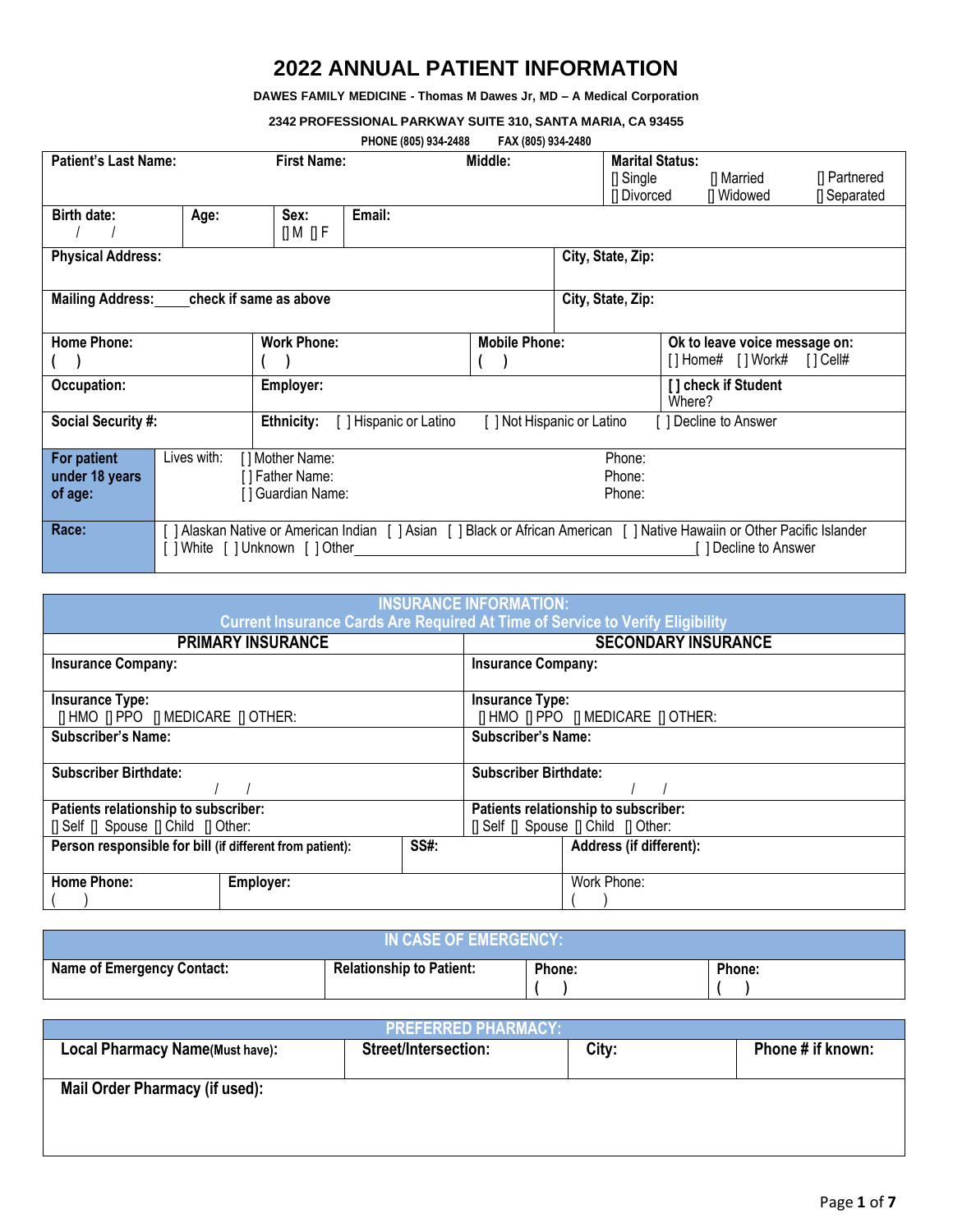# 2022 ANNUAL PATIENT INFORMATION

**DAWES FAMILY MEDICINE - Thomas M Dawes Jr, MD – A Medical Corporation**

**2342 PROFESSIONAL PARKWAY SUITE 310, SANTA MARIA, CA 93455**

**PHONE (805) 934-2488 FAX (805) 934-2480**

| | | | |
|---|---|---|---|
| **Patient's Last Name:** | **First Name:** | **Middle:** | **Marital Status:** [] Single [] Married [] Partnered [] Divorced [] Widowed [] Separated |
| **Birth date:** / / | **Age:** | **Sex:** [] M [] F | **Email:** |
| **Physical Address:** | | **City, State, Zip:** | |
| **Mailing Address:**\_\_\_\_\_check if same as above | | **City, State, Zip:** | |
| **Home Phone:** ( ) | **Work Phone:** ( ) | **Mobile Phone:** ( ) | **Ok to leave voice message on:** [ ] Home# [ ] Work# [ ] Cell# |
| **Occupation:** | **Employer:** | | **[ ] check if Student** Where? |
| **Social Security #:** | **Ethnicity:** [ ] Hispanic or Latino [ ] Not Hispanic or Latino [ ] Decline to Answer | | |
| **For patient under 18 years of age:** | Lives with: [ ] Mother Name: Phone: [ ] Father Name: Phone: [ ] Guardian Name: Phone: | | |
| **Race:** | [ ] Alaskan Native or American Indian [ ] Asian [ ] Black or African American [ ] Native Hawaiin or Other Pacific Islander [ ] White [ ] Unknown [ ] Other\_\_\_\_\_\_\_\_\_\_\_\_\_\_\_\_\_\_\_\_ [ ] Decline to Answer | | |

## INSURANCE INFORMATION:

**Current Insurance Cards Are Required At Time of Service to Verify Eligibility**

| **PRIMARY INSURANCE** | | | **SECONDARY INSURANCE** |
|---|---|---|---|
| **Insurance Company:** | | | **Insurance Company:** |
| **Insurance Type:** [] HMO [] PPO [] MEDICARE [] OTHER: | | | **Insurance Type:** [] HMO [] PPO [] MEDICARE [] OTHER: |
| **Subscriber's Name:** | | | **Subscriber's Name:** |
| **Subscriber Birthdate:** / / | | | **Subscriber Birthdate:** / / |
| **Patients relationship to subscriber:** [] Self [] Spouse [] Child [] Other: | | | **Patients relationship to subscriber:** [] Self [] Spouse [] Child [] Other: |
| **Person responsible for bill (if different from patient):** | | **SS#:** | **Address (if different):** |
| **Home Phone:** ( ) | **Employer:** | | Work Phone: ( ) |

## IN CASE OF EMERGENCY:

| **Name of Emergency Contact:** | **Relationship to Patient:** | **Phone:** ( ) | **Phone:** ( ) |
|---|---|---|---|

## PREFERRED PHARMACY:

| **Local Pharmacy Name (Must have):** | **Street/Intersection:** | **City:** | **Phone # if known:** |
|---|---|---|---|
| **Mail Order Pharmacy (if used):** | | | |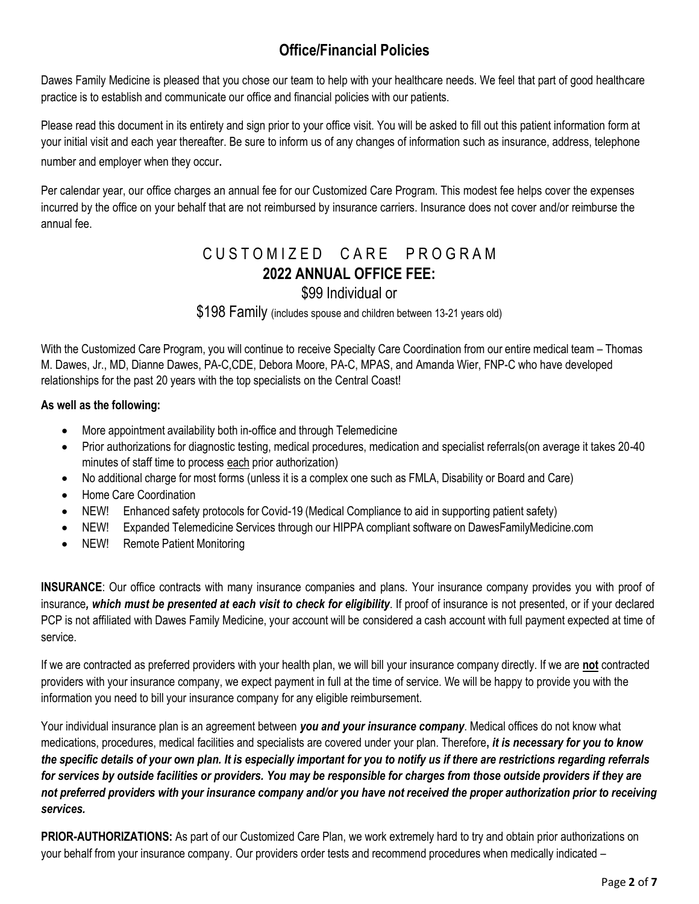## Office/Financial Policies

Dawes Family Medicine is pleased that you chose our team to help with your healthcare needs. We feel that part of good healthcare practice is to establish and communicate our office and financial policies with our patients.

Please read this document in its entirety and sign prior to your office visit. You will be asked to fill out this patient information form at your initial visit and each year thereafter. Be sure to inform us of any changes of information such as insurance, address, telephone number and employer when they occur.

Per calendar year, our office charges an annual fee for our Customized Care Program. This modest fee helps cover the expenses incurred by the office on your behalf that are not reimbursed by insurance carriers. Insurance does not cover and/or reimburse the annual fee.

### CUSTOMIZED CARE PROGRAM
### 2022 ANNUAL OFFICE FEE:

$99 Individual or

$198 Family (includes spouse and children between 13-21 years old)

With the Customized Care Program, you will continue to receive Specialty Care Coordination from our entire medical team – Thomas M. Dawes, Jr., MD, Dianne Dawes, PA-C,CDE, Debora Moore, PA-C, MPAS, and Amanda Wier, FNP-C who have developed relationships for the past 20 years with the top specialists on the Central Coast!

**As well as the following:**

- More appointment availability both in-office and through Telemedicine
- Prior authorizations for diagnostic testing, medical procedures, medication and specialist referrals(on average it takes 20-40 minutes of staff time to process each prior authorization)
- No additional charge for most forms (unless it is a complex one such as FMLA, Disability or Board and Care)
- Home Care Coordination
- NEW! Enhanced safety protocols for Covid-19 (Medical Compliance to aid in supporting patient safety)
- NEW! Expanded Telemedicine Services through our HIPPA compliant software on DawesFamilyMedicine.com
- NEW! Remote Patient Monitoring

**INSURANCE**: Our office contracts with many insurance companies and plans. Your insurance company provides you with proof of insurance***, which must be presented at each visit to check for eligibility***. If proof of insurance is not presented, or if your declared PCP is not affiliated with Dawes Family Medicine, your account will be considered a cash account with full payment expected at time of service.

If we are contracted as preferred providers with your health plan, we will bill your insurance company directly. If we are **not** contracted providers with your insurance company, we expect payment in full at the time of service. We will be happy to provide you with the information you need to bill your insurance company for any eligible reimbursement.

Your individual insurance plan is an agreement between ***you and your insurance company***. Medical offices do not know what medications, procedures, medical facilities and specialists are covered under your plan. Therefore***, it is necessary for you to know the specific details of your own plan. It is especially important for you to notify us if there are restrictions regarding referrals for services by outside facilities or providers. You may be responsible for charges from those outside providers if they are not preferred providers with your insurance company and/or you have not received the proper authorization prior to receiving services.***

**PRIOR-AUTHORIZATIONS:** As part of our Customized Care Plan, we work extremely hard to try and obtain prior authorizations on your behalf from your insurance company. Our providers order tests and recommend procedures when medically indicated –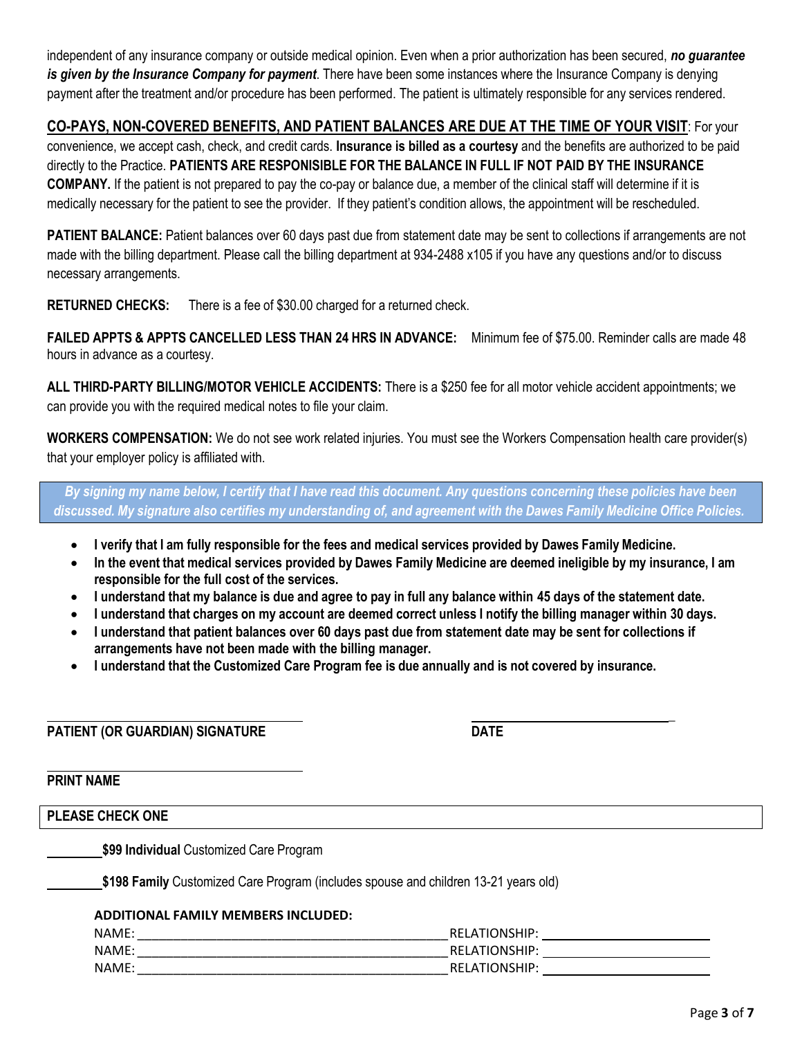independent of any insurance company or outside medical opinion. Even when a prior authorization has been secured, ***no guarantee is given by the Insurance Company for payment***. There have been some instances where the Insurance Company is denying payment after the treatment and/or procedure has been performed. The patient is ultimately responsible for any services rendered.

**CO-PAYS, NON-COVERED BENEFITS, AND PATIENT BALANCES ARE DUE AT THE TIME OF YOUR VISIT**: For your convenience, we accept cash, check, and credit cards. **Insurance is billed as a courtesy** and the benefits are authorized to be paid directly to the Practice. **PATIENTS ARE RESPONISIBLE FOR THE BALANCE IN FULL IF NOT PAID BY THE INSURANCE COMPANY.** If the patient is not prepared to pay the co-pay or balance due, a member of the clinical staff will determine if it is medically necessary for the patient to see the provider. If they patient's condition allows, the appointment will be rescheduled.

**PATIENT BALANCE:** Patient balances over 60 days past due from statement date may be sent to collections if arrangements are not made with the billing department. Please call the billing department at 934-2488 x105 if you have any questions and/or to discuss necessary arrangements.

**RETURNED CHECKS:** There is a fee of $30.00 charged for a returned check.

**FAILED APPTS & APPTS CANCELLED LESS THAN 24 HRS IN ADVANCE:** Minimum fee of $75.00. Reminder calls are made 48 hours in advance as a courtesy.

**ALL THIRD-PARTY BILLING/MOTOR VEHICLE ACCIDENTS:** There is a $250 fee for all motor vehicle accident appointments; we can provide you with the required medical notes to file your claim.

**WORKERS COMPENSATION:** We do not see work related injuries. You must see the Workers Compensation health care provider(s) that your employer policy is affiliated with.

***By signing my name below, I certify that I have read this document. Any questions concerning these policies have been discussed. My signature also certifies my understanding of, and agreement with the Dawes Family Medicine Office Policies.***

- **I verify that I am fully responsible for the fees and medical services provided by Dawes Family Medicine.**
- **In the event that medical services provided by Dawes Family Medicine are deemed ineligible by my insurance, I am responsible for the full cost of the services.**
- **I understand that my balance is due and agree to pay in full any balance within 45 days of the statement date.**
- **I understand that charges on my account are deemed correct unless I notify the billing manager within 30 days.**
- **I understand that patient balances over 60 days past due from statement date may be sent for collections if arrangements have not been made with the billing manager.**
- **I understand that the Customized Care Program fee is due annually and is not covered by insurance.**

______________________________ ______________________________

**PATIENT (OR GUARDIAN) SIGNATURE** **DATE**

______________________________

**PRINT NAME**

**PLEASE CHECK ONE**

________ **$99 Individual** Customized Care Program

________ **$198 Family** Customized Care Program (includes spouse and children 13-21 years old)

**ADDITIONAL FAMILY MEMBERS INCLUDED:**

NAME: ______________________________ RELATIONSHIP: ______________

NAME: ______________________________ RELATIONSHIP: ______________

NAME: ______________________________ RELATIONSHIP: ______________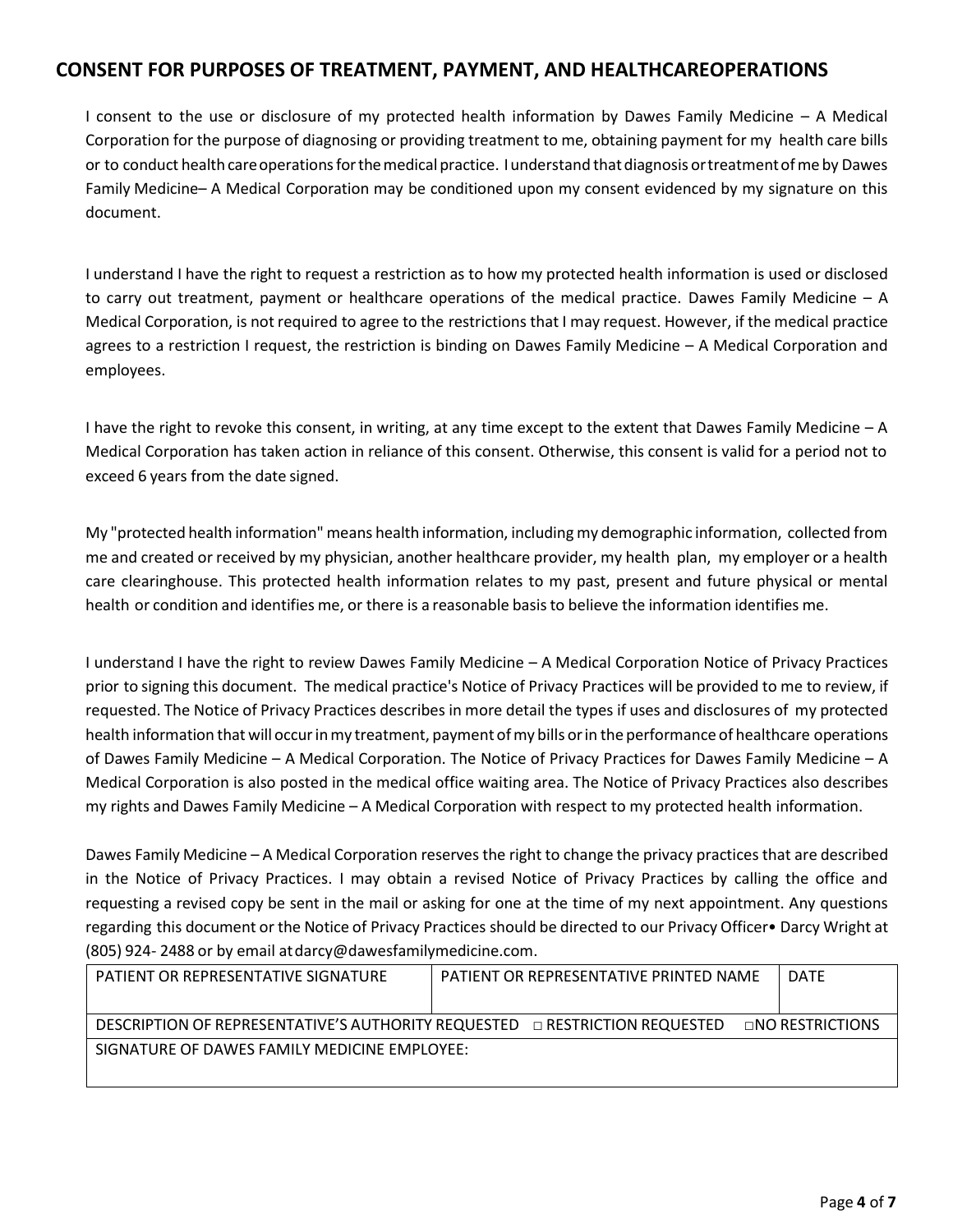## CONSENT FOR PURPOSES OF TREATMENT, PAYMENT, AND HEALTHCAREOPERATIONS

I consent to the use or disclosure of my protected health information by Dawes Family Medicine – A Medical Corporation for the purpose of diagnosing or providing treatment to me, obtaining payment for my health care bills or to conduct health care operations for the medical practice. I understand that diagnosis or treatment of me by Dawes Family Medicine– A Medical Corporation may be conditioned upon my consent evidenced by my signature on this document.

I understand I have the right to request a restriction as to how my protected health information is used or disclosed to carry out treatment, payment or healthcare operations of the medical practice. Dawes Family Medicine – A Medical Corporation, is not required to agree to the restrictions that I may request. However, if the medical practice agrees to a restriction I request, the restriction is binding on Dawes Family Medicine – A Medical Corporation and employees.

I have the right to revoke this consent, in writing, at any time except to the extent that Dawes Family Medicine – A Medical Corporation has taken action in reliance of this consent. Otherwise, this consent is valid for a period not to exceed 6 years from the date signed.

My "protected health information" means health information, including my demographic information, collected from me and created or received by my physician, another healthcare provider, my health plan, my employer or a health care clearinghouse. This protected health information relates to my past, present and future physical or mental health or condition and identifies me, or there is a reasonable basis to believe the information identifies me.

I understand I have the right to review Dawes Family Medicine – A Medical Corporation Notice of Privacy Practices prior to signing this document. The medical practice's Notice of Privacy Practices will be provided to me to review, if requested. The Notice of Privacy Practices describes in more detail the types if uses and disclosures of my protected health information that will occur in my treatment, payment of my bills or in the performance of healthcare operations of Dawes Family Medicine – A Medical Corporation. The Notice of Privacy Practices for Dawes Family Medicine – A Medical Corporation is also posted in the medical office waiting area. The Notice of Privacy Practices also describes my rights and Dawes Family Medicine – A Medical Corporation with respect to my protected health information.

Dawes Family Medicine – A Medical Corporation reserves the right to change the privacy practices that are described in the Notice of Privacy Practices. I may obtain a revised Notice of Privacy Practices by calling the office and requesting a revised copy be sent in the mail or asking for one at the time of my next appointment. Any questions regarding this document or the Notice of Privacy Practices should be directed to our Privacy Officer• Darcy Wright at (805) 924- 2488 or by email at darcy@dawesfamilymedicine.com.

| PATIENT OR REPRESENTATIVE SIGNATURE | PATIENT OR REPRESENTATIVE PRINTED NAME | DATE |
| --- | --- | --- |
| DESCRIPTION OF REPRESENTATIVE'S AUTHORITY REQUESTED ☐ RESTRICTION REQUESTED ☐NO RESTRICTIONS | | |
| SIGNATURE OF DAWES FAMILY MEDICINE EMPLOYEE: | | |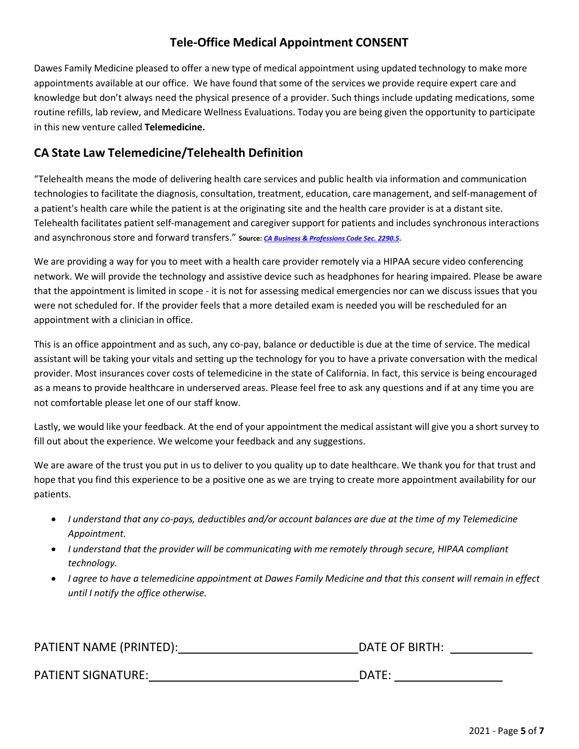# Tele-Office Medical Appointment CONSENT

Dawes Family Medicine pleased to offer a new type of medical appointment using updated technology to make more appointments available at our office. We have found that some of the services we provide require expert care and knowledge but don't always need the physical presence of a provider. Such things include updating medications, some routine refills, lab review, and Medicare Wellness Evaluations. Today you are being given the opportunity to participate in this new venture called **Telemedicine.**

## CA State Law Telemedicine/Telehealth Definition

"Telehealth means the mode of delivering health care services and public health via information and communication technologies to facilitate the diagnosis, consultation, treatment, education, care management, and self-management of a patient's health care while the patient is at the originating site and the health care provider is at a distant site. Telehealth facilitates patient self-management and caregiver support for patients and includes synchronous interactions and asynchronous store and forward transfers." **Source:** ***CA Business & Professions Code Sec. 2290.5*****.**

We are providing a way for you to meet with a health care provider remotely via a HIPAA secure video conferencing network. We will provide the technology and assistive device such as headphones for hearing impaired. Please be aware that the appointment is limited in scope - it is not for assessing medical emergencies nor can we discuss issues that you were not scheduled for. If the provider feels that a more detailed exam is needed you will be rescheduled for an appointment with a clinician in office.

This is an office appointment and as such, any co-pay, balance or deductible is due at the time of service. The medical assistant will be taking your vitals and setting up the technology for you to have a private conversation with the medical provider. Most insurances cover costs of telemedicine in the state of California. In fact, this service is being encouraged as a means to provide healthcare in underserved areas. Please feel free to ask any questions and if at any time you are not comfortable please let one of our staff know.

Lastly, we would like your feedback. At the end of your appointment the medical assistant will give you a short survey to fill out about the experience. We welcome your feedback and any suggestions.

We are aware of the trust you put in us to deliver to you quality up to date healthcare. We thank you for that trust and hope that you find this experience to be a positive one as we are trying to create more appointment availability for our patients.

- *I understand that any co-pays, deductibles and/or account balances are due at the time of my Telemedicine Appointment.*
- *I understand that the provider will be communicating with me remotely through secure, HIPAA compliant technology.*
- *I agree to have a telemedicine appointment at Dawes Family Medicine and that this consent will remain in effect until I notify the office otherwise.*

PATIENT NAME (PRINTED): ______________________________ DATE OF BIRTH: ______________

PATIENT SIGNATURE: ______________________________ DATE: ______________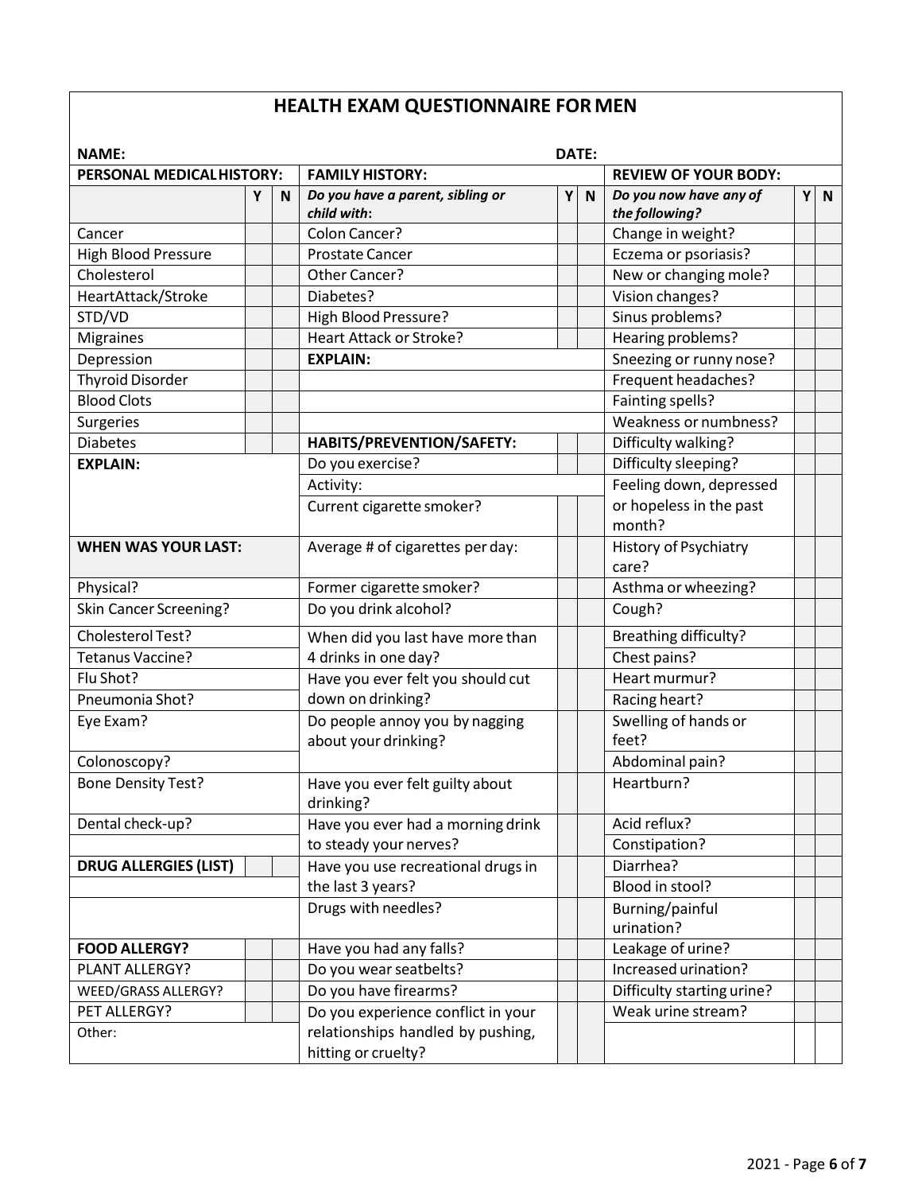# HEALTH EXAM QUESTIONNAIRE FOR MEN

**NAME:** **DATE:**

| **PERSONAL MEDICAL HISTORY:** | | | **FAMILY HISTORY:** | | | **REVIEW OF YOUR BODY:** | | |
|---|---|---|---|---|---|---|---|---|
| | **Y** | **N** | ***Do you have a parent, sibling or child with:*** | **Y** | **N** | ***Do you now have any of the following?*** | **Y** | **N** |
| Cancer | | | Colon Cancer? | | | Change in weight? | | |
| High Blood Pressure | | | Prostate Cancer | | | Eczema or psoriasis? | | |
| Cholesterol | | | Other Cancer? | | | New or changing mole? | | |
| HeartAttack/Stroke | | | Diabetes? | | | Vision changes? | | |
| STD/VD | | | High Blood Pressure? | | | Sinus problems? | | |
| Migraines | | | Heart Attack or Stroke? | | | Hearing problems? | | |
| Depression | | | **EXPLAIN:** | | | Sneezing or runny nose? | | |
| Thyroid Disorder | | | | | | Frequent headaches? | | |
| Blood Clots | | | | | | Fainting spells? | | |
| Surgeries | | | | | | Weakness or numbness? | | |
| Diabetes | | | **HABITS/PREVENTION/SAFETY:** | | | Difficulty walking? | | |
| **EXPLAIN:** | | | Do you exercise? | | | Difficulty sleeping? | | |
| | | | Activity: | | | Feeling down, depressed or hopeless in the past month? | | |
| | | | Current cigarette smoker? | | | | | |
| **WHEN WAS YOUR LAST:** | | | Average # of cigarettes per day: | | | History of Psychiatry care? | | |
| Physical? | | | Former cigarette smoker? | | | Asthma or wheezing? | | |
| Skin Cancer Screening? | | | Do you drink alcohol? | | | Cough? | | |
| Cholesterol Test? | | | When did you last have more than 4 drinks in one day? | | | Breathing difficulty? | | |
| Tetanus Vaccine? | | | | | | Chest pains? | | |
| Flu Shot? | | | Have you ever felt you should cut down on drinking? | | | Heart murmur? | | |
| Pneumonia Shot? | | | | | | Racing heart? | | |
| Eye Exam? | | | Do people annoy you by nagging about your drinking? | | | Swelling of hands or feet? | | |
| Colonoscopy? | | | | | | Abdominal pain? | | |
| Bone Density Test? | | | Have you ever felt guilty about drinking? | | | Heartburn? | | |
| Dental check-up? | | | Have you ever had a morning drink to steady your nerves? | | | Acid reflux? | | |
| | | | | | | Constipation? | | |
| **DRUG ALLERGIES (LIST)** | | | Have you use recreational drugs in the last 3 years? | | | Diarrhea? | | |
| | | | | | | Blood in stool? | | |
| | | | Drugs with needles? | | | Burning/painful urination? | | |
| **FOOD ALLERGY?** | | | Have you had any falls? | | | Leakage of urine? | | |
| PLANT ALLERGY? | | | Do you wear seatbelts? | | | Increased urination? | | |
| WEED/GRASS ALLERGY? | | | Do you have firearms? | | | Difficulty starting urine? | | |
| PET ALLERGY? | | | Do you experience conflict in your relationships handled by pushing, hitting or cruelty? | | | Weak urine stream? | | |
| Other: | | | | | | | | |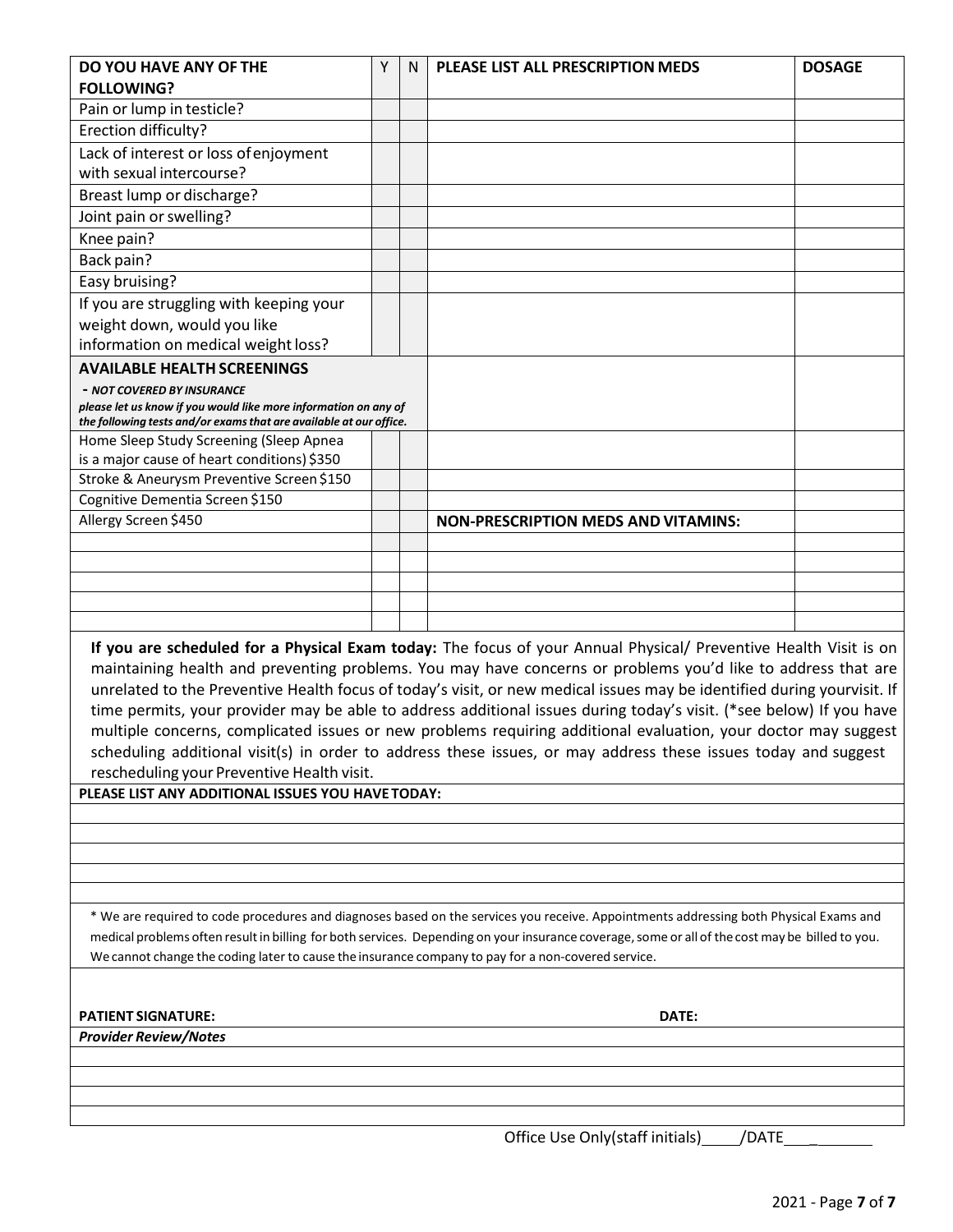| DO YOU HAVE ANY OF THE FOLLOWING? | Y | N | PLEASE LIST ALL PRESCRIPTION MEDS | DOSAGE |
| --- | --- | --- | --- | --- |
| Pain or lump in testicle? | | | | |
| Erection difficulty? | | | | |
| Lack of interest or loss of enjoyment with sexual intercourse? | | | | |
| Breast lump or discharge? | | | | |
| Joint pain or swelling? | | | | |
| Knee pain? | | | | |
| Back pain? | | | | |
| Easy bruising? | | | | |
| If you are struggling with keeping your weight down, would you like information on medical weight loss? | | | | |
| **AVAILABLE HEALTH SCREENINGS** - ***NOT COVERED BY INSURANCE*** ***please let us know if you would like more information on any of the following tests and/or exams that are available at our office.*** | | | | |
| Home Sleep Study Screening (Sleep Apnea is a major cause of heart conditions) $350 | | | | |
| Stroke & Aneurysm Preventive Screen $150 | | | | |
| Cognitive Dementia Screen $150 | | | | |
| Allergy Screen $450 | | | **NON-PRESCRIPTION MEDS AND VITAMINS:** | |
| | | | | |
| | | | | |
| | | | | |
| | | | | |
| | | | | |

**If you are scheduled for a Physical Exam today:** The focus of your Annual Physical/ Preventive Health Visit is on maintaining health and preventing problems. You may have concerns or problems you'd like to address that are unrelated to the Preventive Health focus of today's visit, or new medical issues may be identified during yourvisit. If time permits, your provider may be able to address additional issues during today's visit. (*see below) If you have multiple concerns, complicated issues or new problems requiring additional evaluation, your doctor may suggest scheduling additional visit(s) in order to address these issues, or may address these issues today and suggest rescheduling your Preventive Health visit.

**PLEASE LIST ANY ADDITIONAL ISSUES YOU HAVE TODAY:**

* We are required to code procedures and diagnoses based on the services you receive. Appointments addressing both Physical Exams and medical problems often result in billing for both services. Depending on your insurance coverage, some or all of the cost may be billed to you. We cannot change the coding later to cause the insurance company to pay for a non-covered service.

**PATIENT SIGNATURE:** **DATE:**

***Provider Review/Notes***

Office Use Only(staff initials)\_\_\_\_/DATE\_\_\_\_\_\_\_\_\_\_